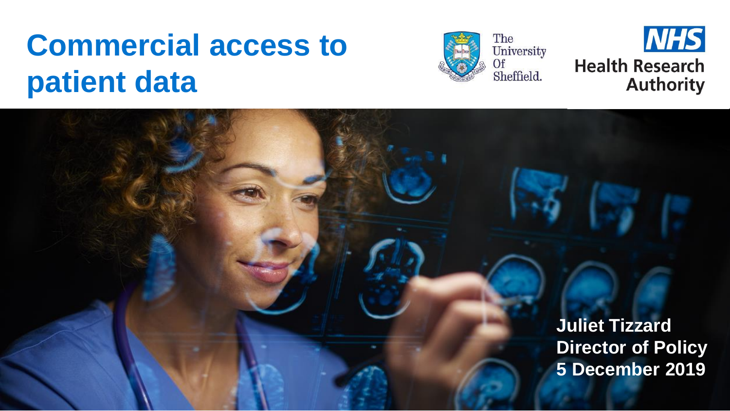# Commercial access to patient data

The University Of Sheffield.

NHS Health Research Authority

**Juliet Tizzard**
**Director of Policy**
**5 December 2019**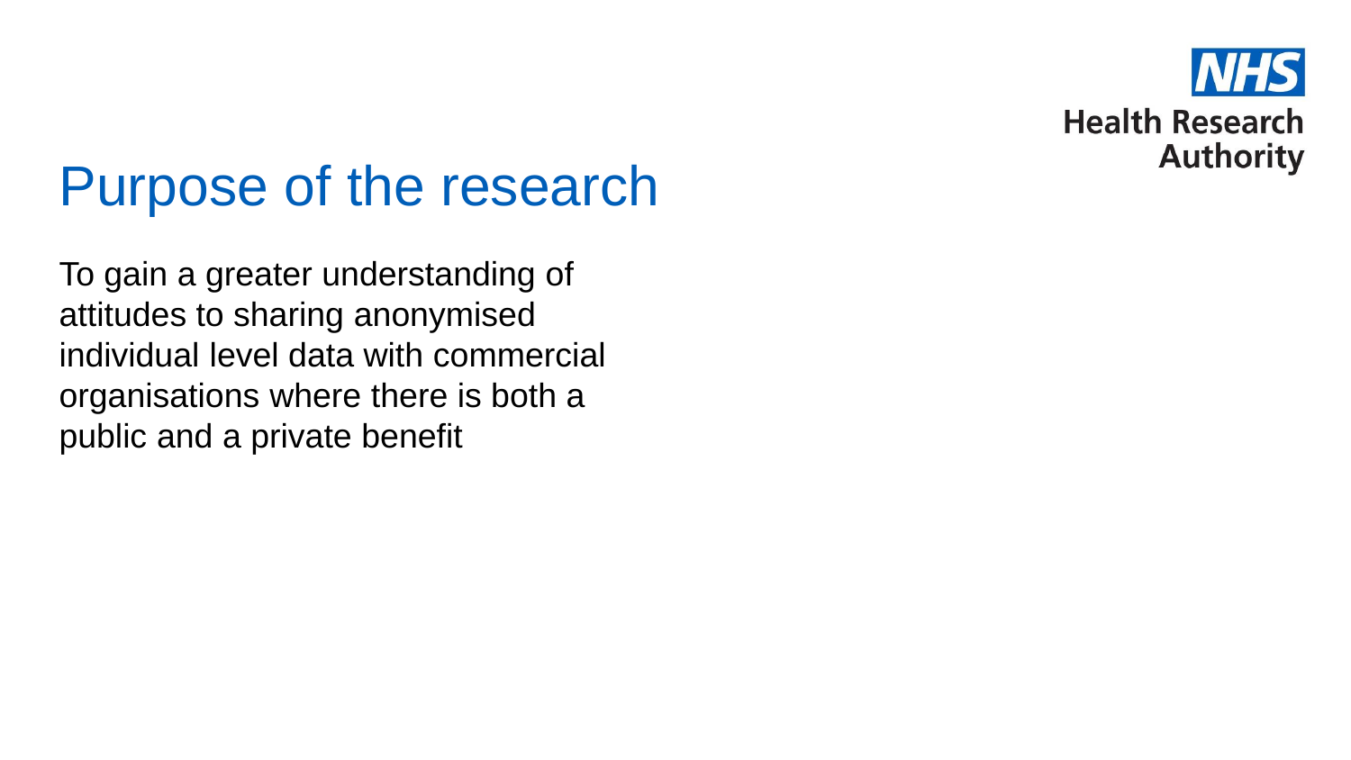# Purpose of the research

To gain a greater understanding of attitudes to sharing anonymised individual level data with commercial organisations where there is both a public and a private benefit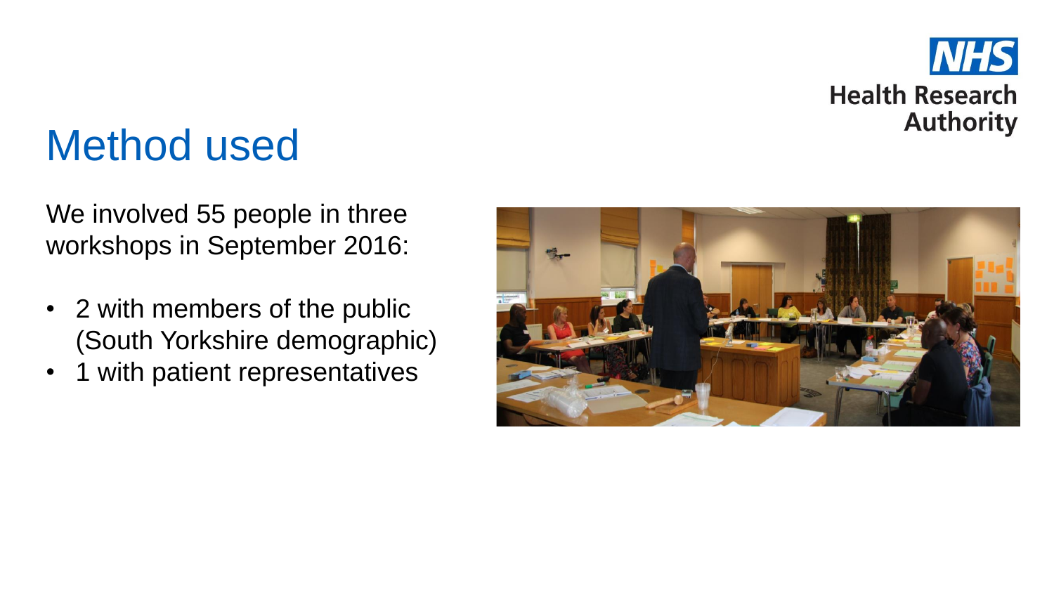# Method used

We involved 55 people in three workshops in September 2016:

- 2 with members of the public (South Yorkshire demographic)
- 1 with patient representatives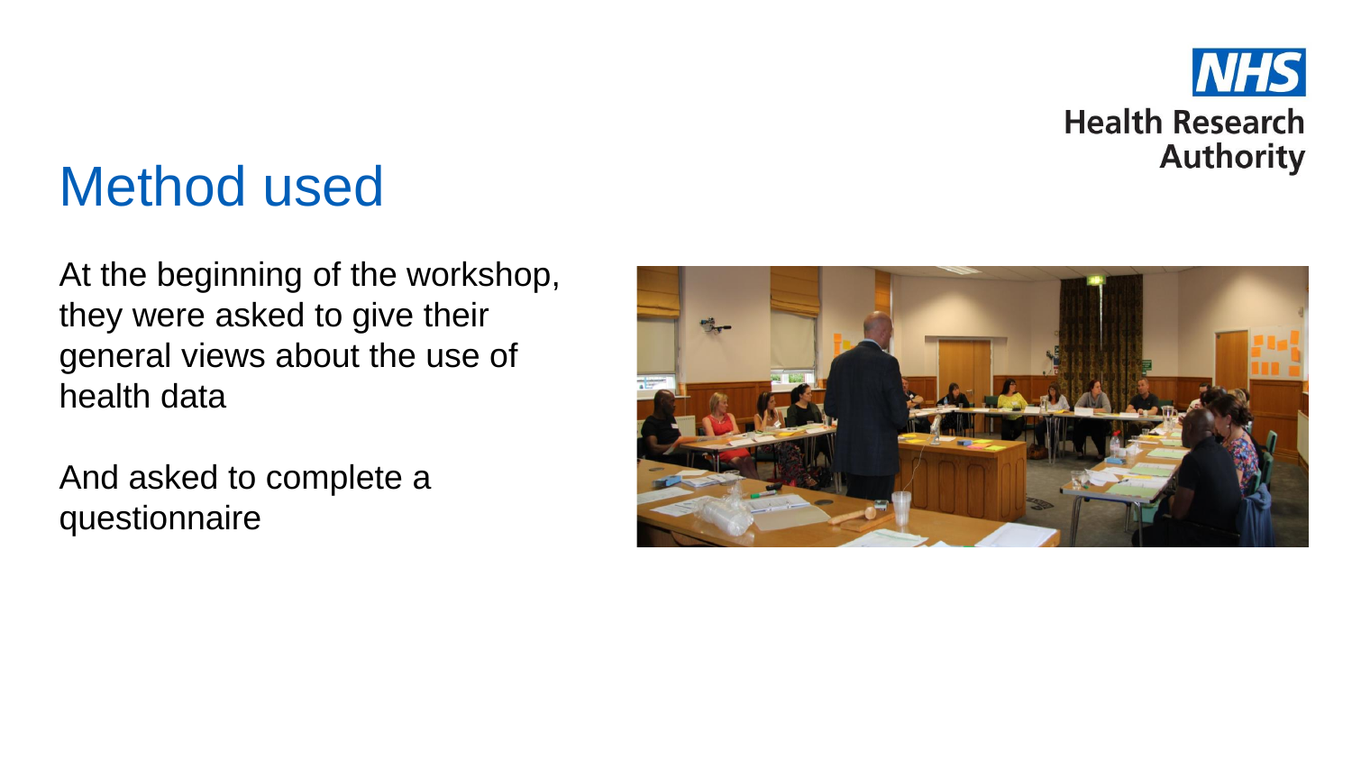# Method used

At the beginning of the workshop, they were asked to give their general views about the use of health data

And asked to complete a questionnaire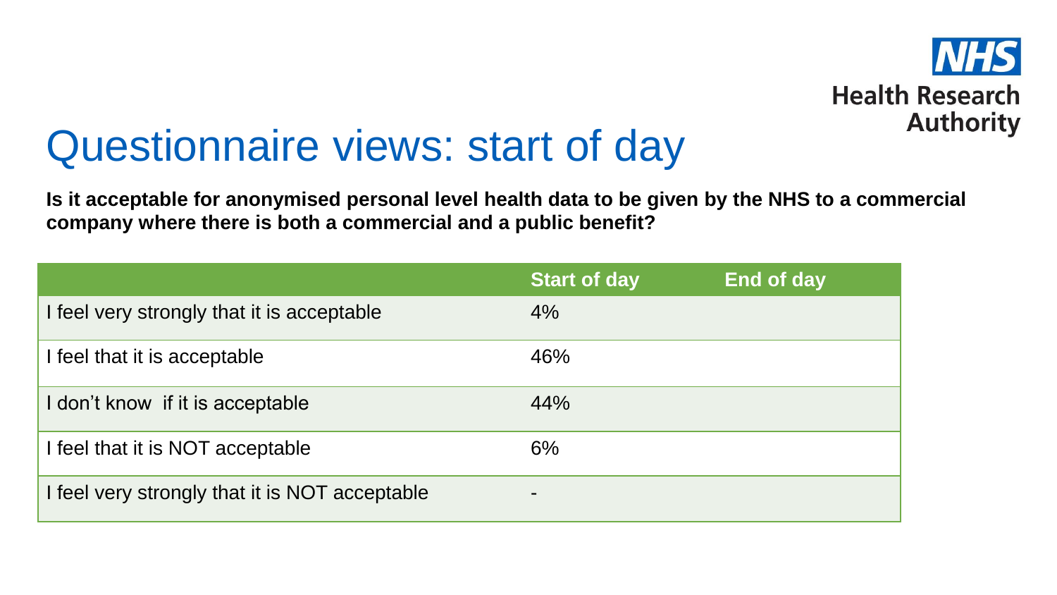# Questionnaire views: start of day

**Is it acceptable for anonymised personal level health data to be given by the NHS to a commercial company where there is both a commercial and a public benefit?**

| | Start of day | End of day |
|---|---|---|
| I feel very strongly that it is acceptable | 4% | |
| I feel that it is acceptable | 46% | |
| I don't know if it is acceptable | 44% | |
| I feel that it is NOT acceptable | 6% | |
| I feel very strongly that it is NOT acceptable | - | |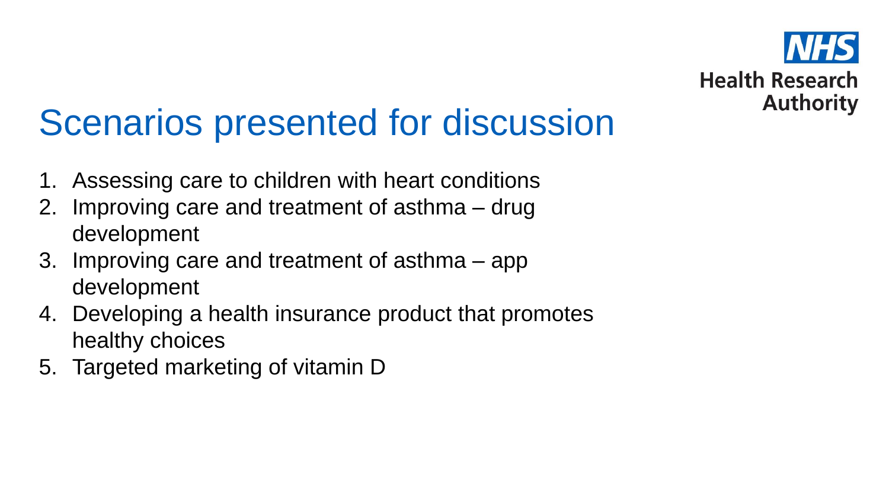# Scenarios presented for discussion

1. Assessing care to children with heart conditions
2. Improving care and treatment of asthma – drug development
3. Improving care and treatment of asthma – app development
4. Developing a health insurance product that promotes healthy choices
5. Targeted marketing of vitamin D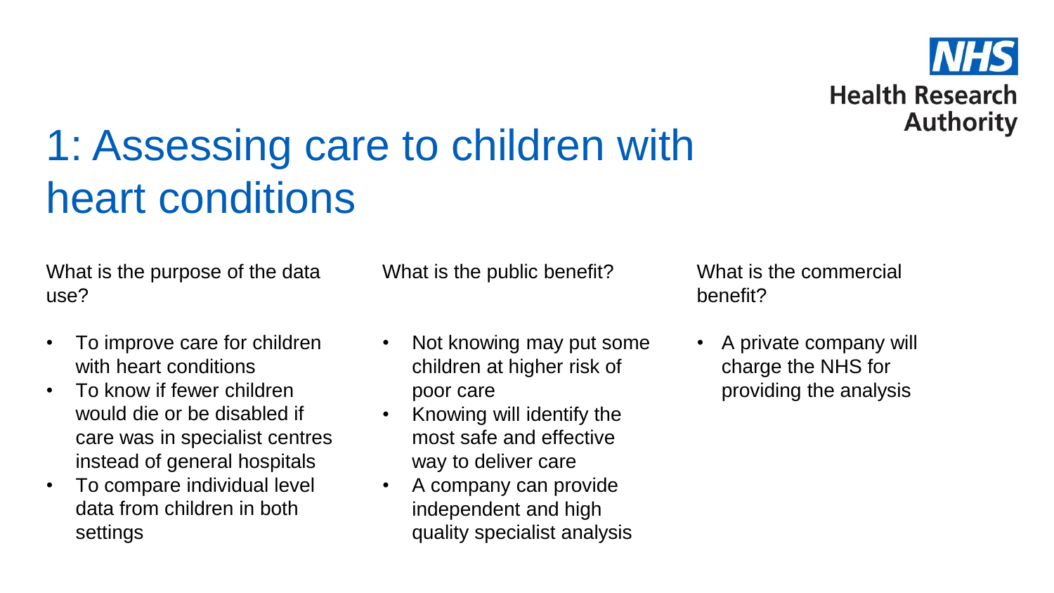NHS Health Research Authority

# 1: Assessing care to children with heart conditions

## What is the purpose of the data use?

- To improve care for children with heart conditions
- To know if fewer children would die or be disabled if care was in specialist centres instead of general hospitals
- To compare individual level data from children in both settings

## What is the public benefit?

- Not knowing may put some children at higher risk of poor care
- Knowing will identify the most safe and effective way to deliver care
- A company can provide independent and high quality specialist analysis

## What is the commercial benefit?

- A private company will charge the NHS for providing the analysis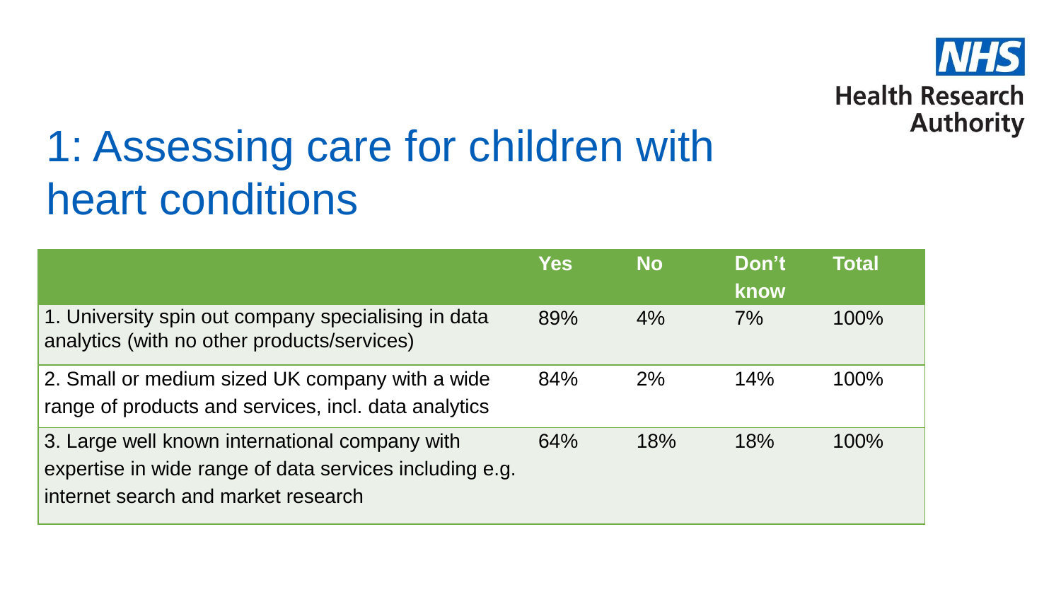# 1: Assessing care for children with heart conditions

| | Yes | No | Don't know | Total |
|---|---|---|---|---|
| 1. University spin out company specialising in data analytics (with no other products/services) | 89% | 4% | 7% | 100% |
| 2. Small or medium sized UK company with a wide range of products and services, incl. data analytics | 84% | 2% | 14% | 100% |
| 3. Large well known international company with expertise in wide range of data services including e.g. internet search and market research | 64% | 18% | 18% | 100% |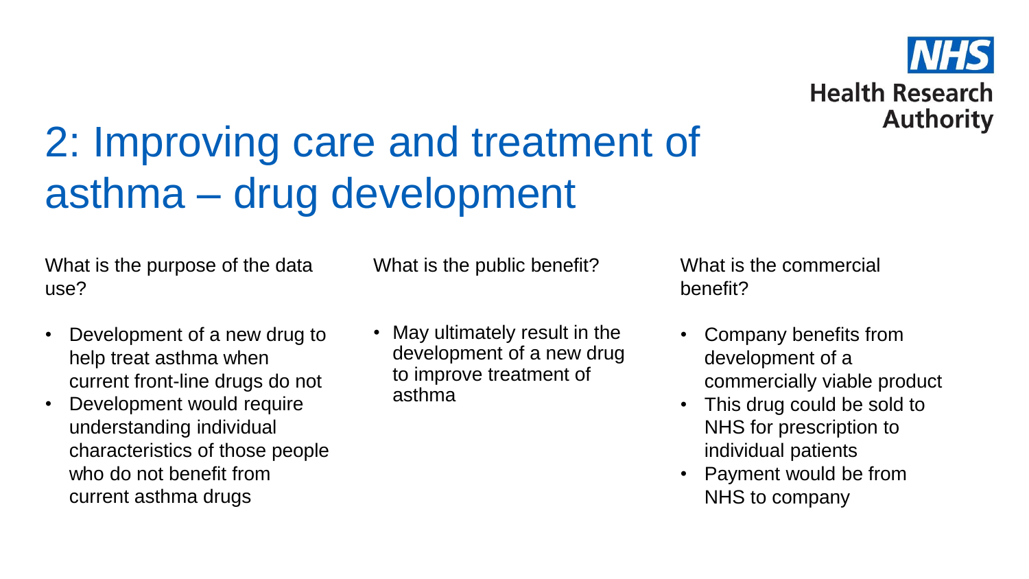# 2: Improving care and treatment of asthma – drug development

What is the purpose of the data use?

- Development of a new drug to help treat asthma when current front-line drugs do not
- Development would require understanding individual characteristics of those people who do not benefit from current asthma drugs

What is the public benefit?

- May ultimately result in the development of a new drug to improve treatment of asthma

What is the commercial benefit?

- Company benefits from development of a commercially viable product
- This drug could be sold to NHS for prescription to individual patients
- Payment would be from NHS to company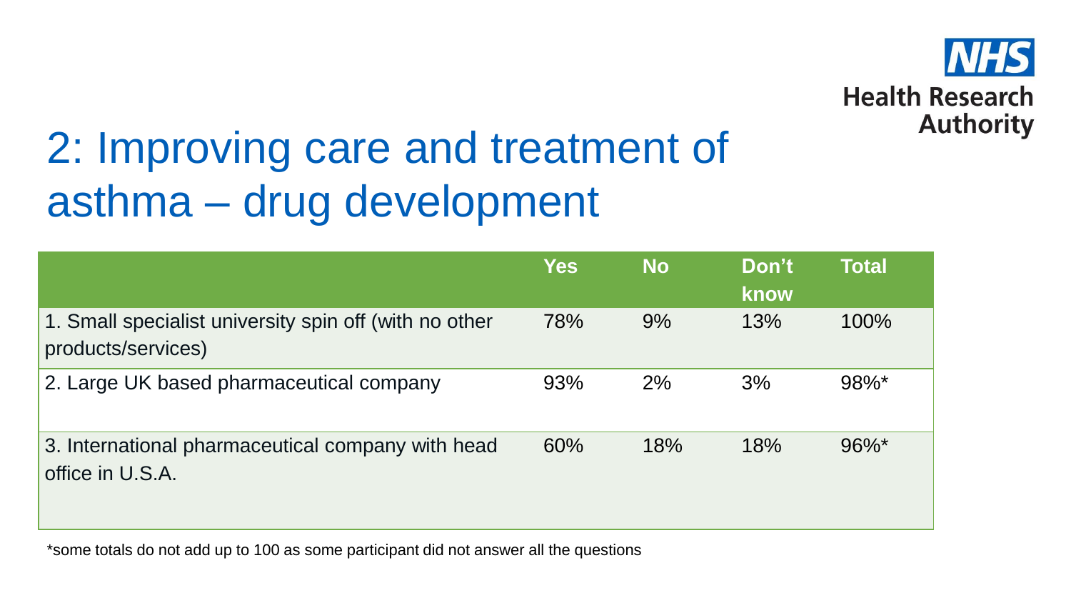# 2: Improving care and treatment of asthma – drug development

| | Yes | No | Don't know | Total |
|---|---|---|---|---|
| 1. Small specialist university spin off (with no other products/services) | 78% | 9% | 13% | 100% |
| 2. Large UK based pharmaceutical company | 93% | 2% | 3% | 98%* |
| 3. International pharmaceutical company with head office in U.S.A. | 60% | 18% | 18% | 96%* |

*some totals do not add up to 100 as some participant did not answer all the questions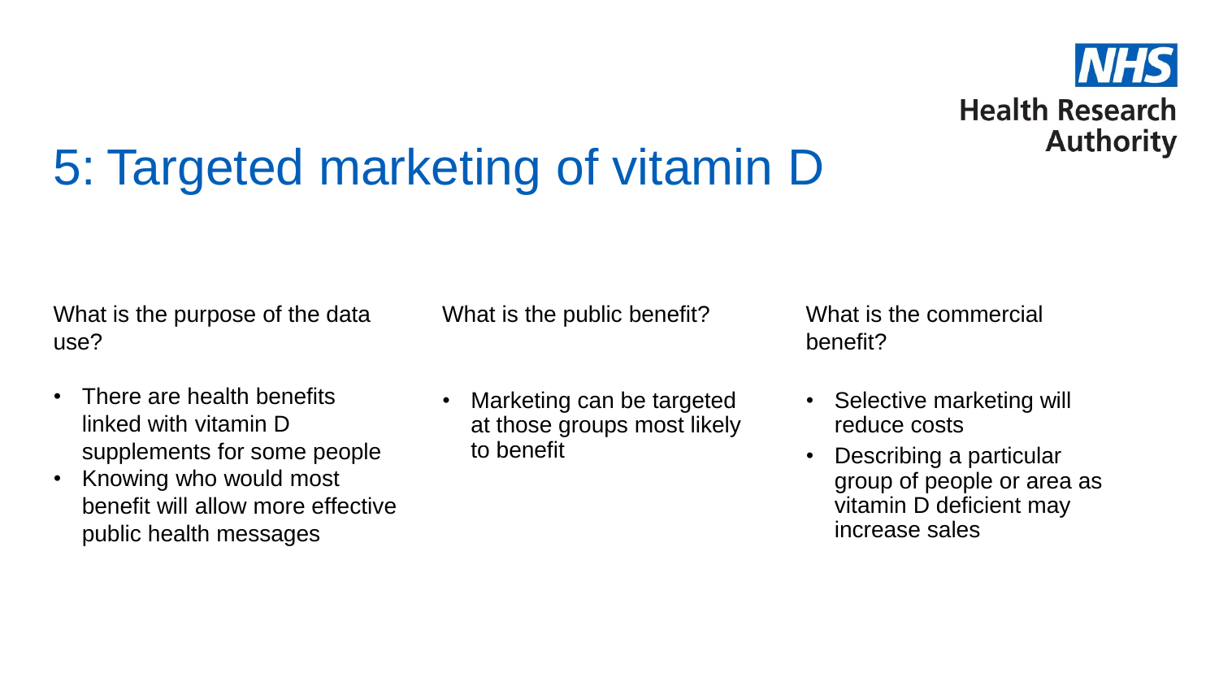# 5: Targeted marketing of vitamin D

What is the purpose of the data use?

- There are health benefits linked with vitamin D supplements for some people
- Knowing who would most benefit will allow more effective public health messages

What is the public benefit?

- Marketing can be targeted at those groups most likely to benefit

What is the commercial benefit?

- Selective marketing will reduce costs
- Describing a particular group of people or area as vitamin D deficient may increase sales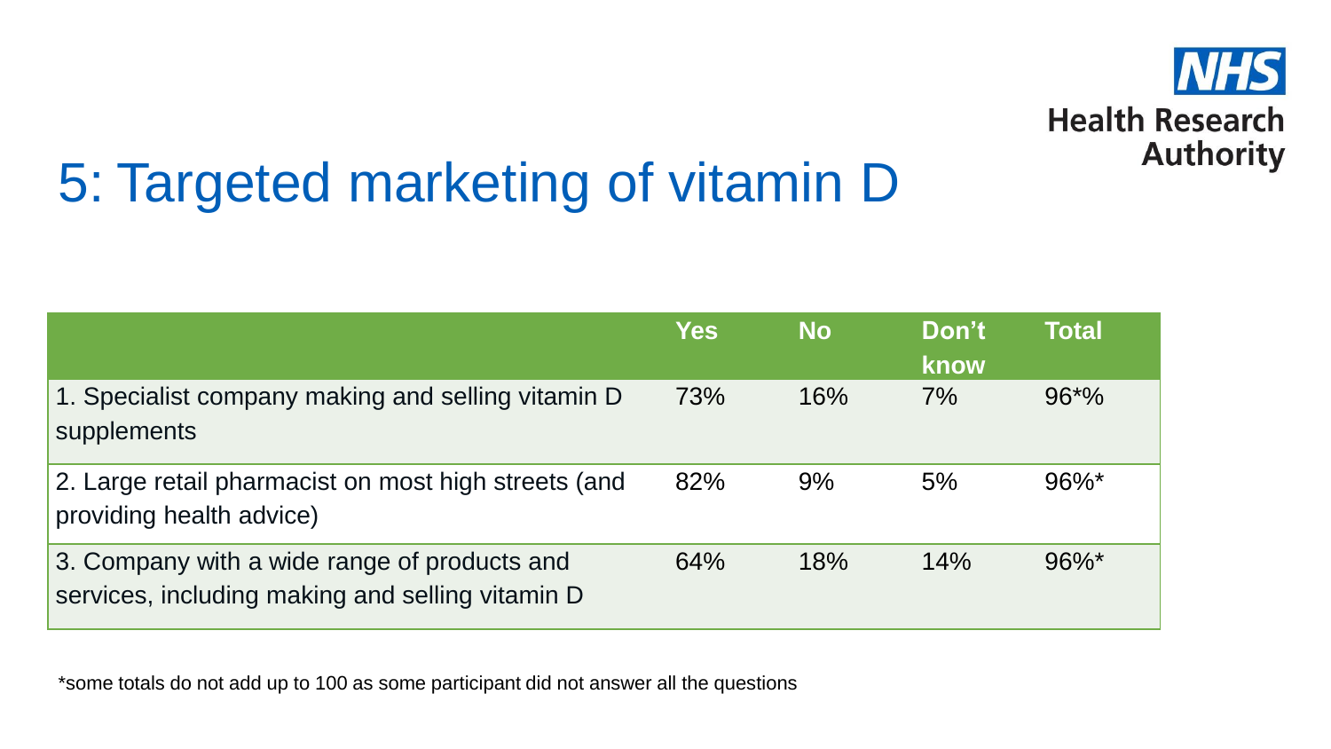# 5: Targeted marketing of vitamin D

| | Yes | No | Don't know | Total |
|---|---|---|---|---|
| 1. Specialist company making and selling vitamin D supplements | 73% | 16% | 7% | 96*% |
| 2. Large retail pharmacist on most high streets (and providing health advice) | 82% | 9% | 5% | 96%* |
| 3. Company with a wide range of products and services, including making and selling vitamin D | 64% | 18% | 14% | 96%* |

*some totals do not add up to 100 as some participant did not answer all the questions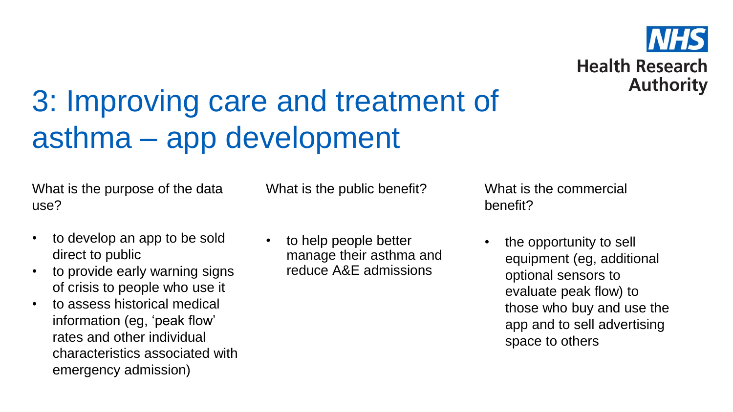# 3: Improving care and treatment of asthma – app development

What is the purpose of the data use?

- to develop an app to be sold direct to public
- to provide early warning signs of crisis to people who use it
- to assess historical medical information (eg, 'peak flow' rates and other individual characteristics associated with emergency admission)

What is the public benefit?

- to help people better manage their asthma and reduce A&E admissions

What is the commercial benefit?

- the opportunity to sell equipment (eg, additional optional sensors to evaluate peak flow) to those who buy and use the app and to sell advertising space to others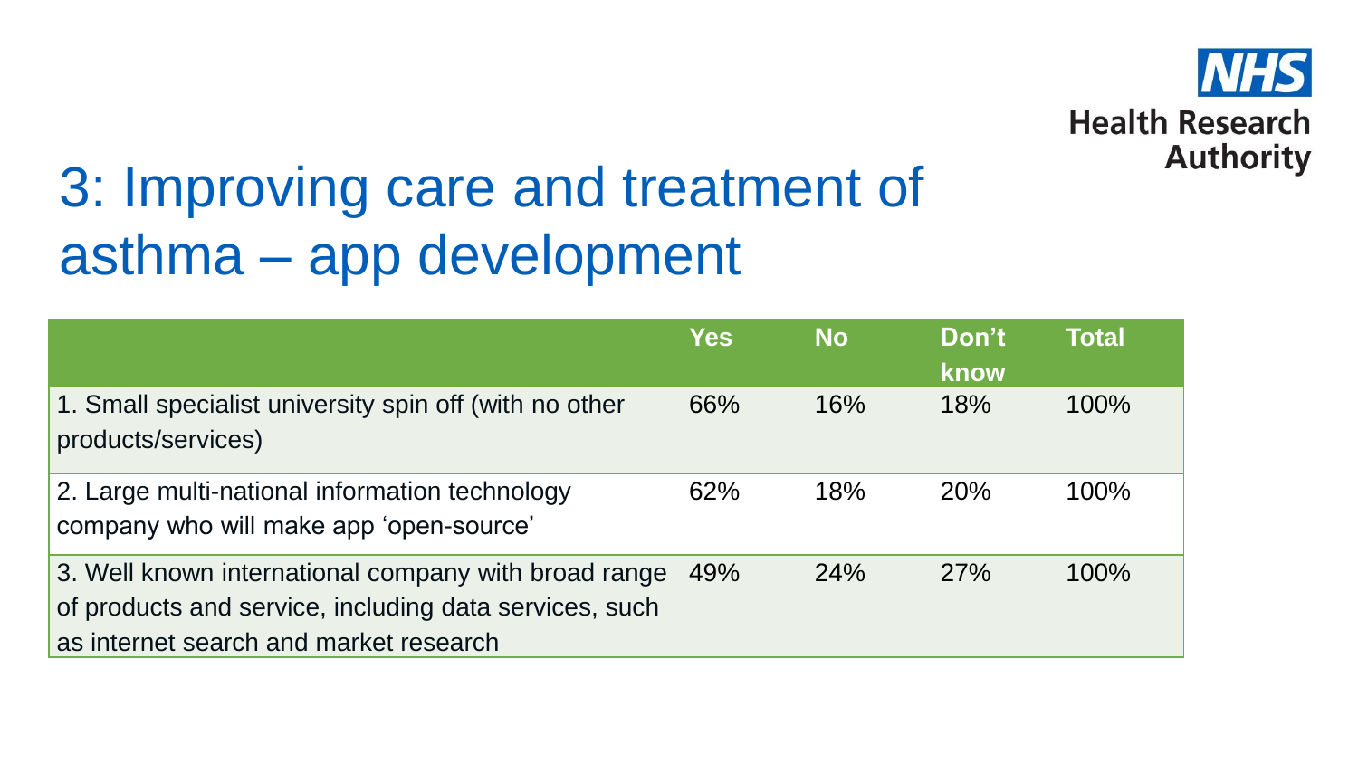# 3: Improving care and treatment of asthma – app development

| | Yes | No | Don't know | Total |
|---|---|---|---|---|
| 1. Small specialist university spin off (with no other products/services) | 66% | 16% | 18% | 100% |
| 2. Large multi-national information technology company who will make app 'open-source' | 62% | 18% | 20% | 100% |
| 3. Well known international company with broad range of products and service, including data services, such as internet search and market research | 49% | 24% | 27% | 100% |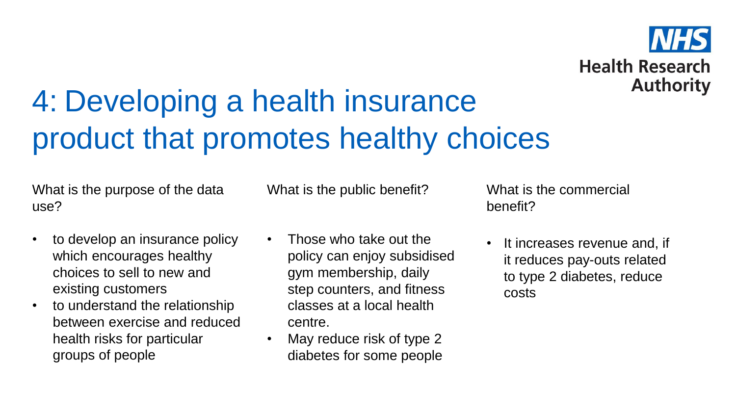# 4: Developing a health insurance product that promotes healthy choices

What is the purpose of the data use?

- to develop an insurance policy which encourages healthy choices to sell to new and existing customers
- to understand the relationship between exercise and reduced health risks for particular groups of people

What is the public benefit?

- Those who take out the policy can enjoy subsidised gym membership, daily step counters, and fitness classes at a local health centre.
- May reduce risk of type 2 diabetes for some people

What is the commercial benefit?

- It increases revenue and, if it reduces pay-outs related to type 2 diabetes, reduce costs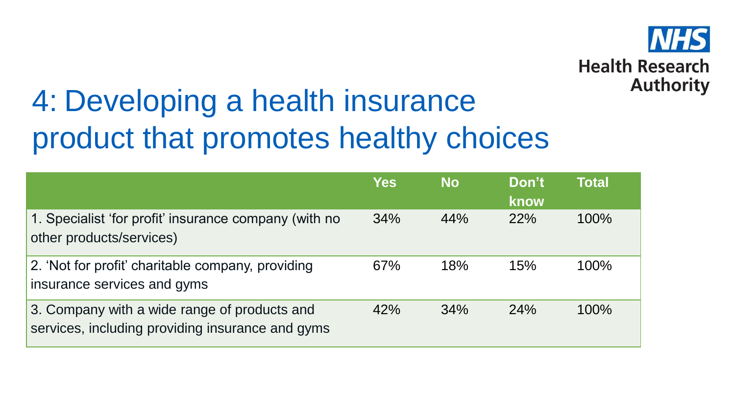# 4: Developing a health insurance product that promotes healthy choices

| | Yes | No | Don't know | Total |
|---|---|---|---|---|
| 1. Specialist 'for profit' insurance company (with no other products/services) | 34% | 44% | 22% | 100% |
| 2. 'Not for profit' charitable company, providing insurance services and gyms | 67% | 18% | 15% | 100% |
| 3. Company with a wide range of products and services, including providing insurance and gyms | 42% | 34% | 24% | 100% |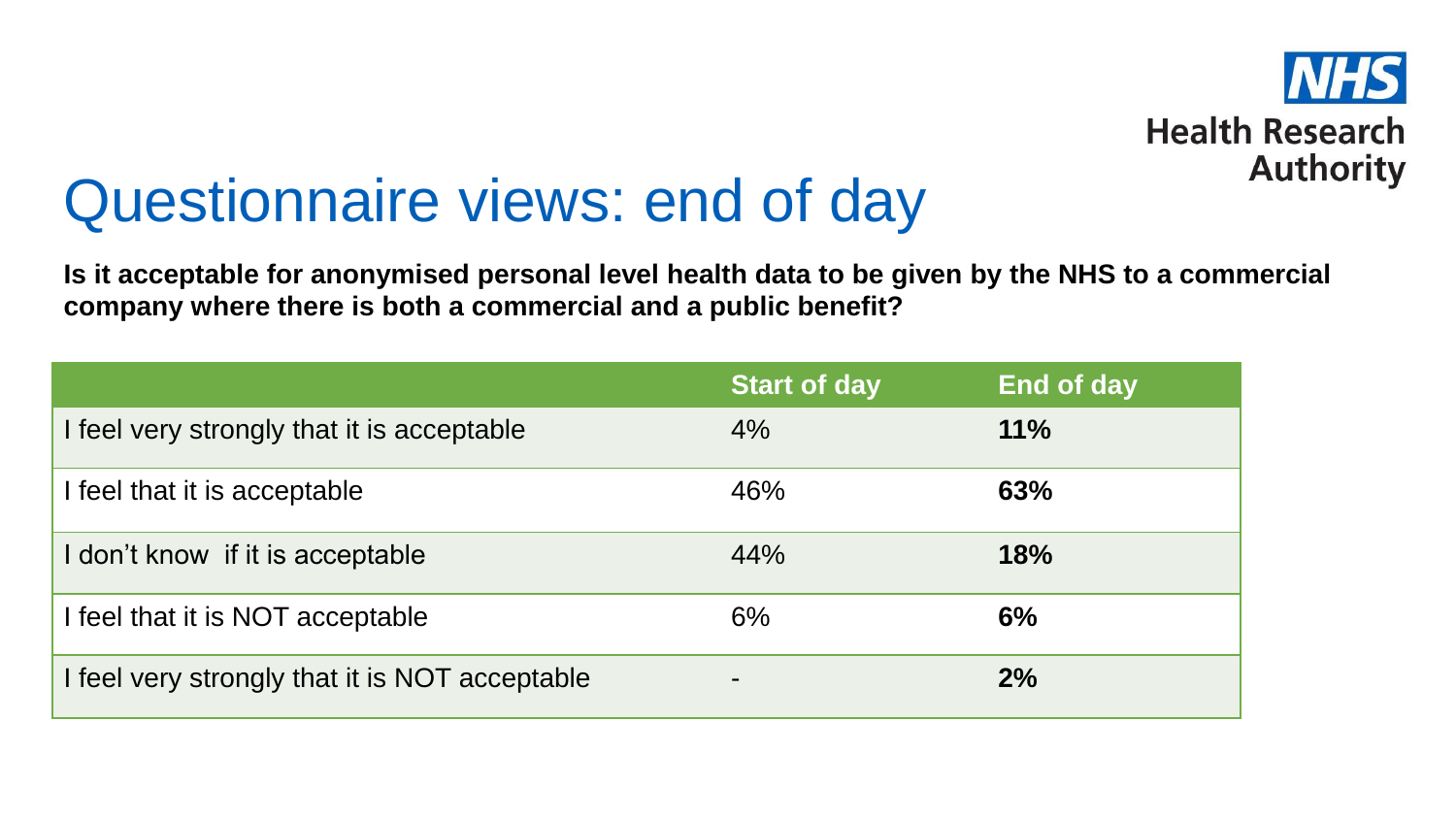# Questionnaire views: end of day

**Is it acceptable for anonymised personal level health data to be given by the NHS to a commercial company where there is both a commercial and a public benefit?**

| | Start of day | End of day |
|---|---|---|
| I feel very strongly that it is acceptable | 4% | **11%** |
| I feel that it is acceptable | 46% | **63%** |
| I don't know if it is acceptable | 44% | **18%** |
| I feel that it is NOT acceptable | 6% | **6%** |
| I feel very strongly that it is NOT acceptable | - | **2%** |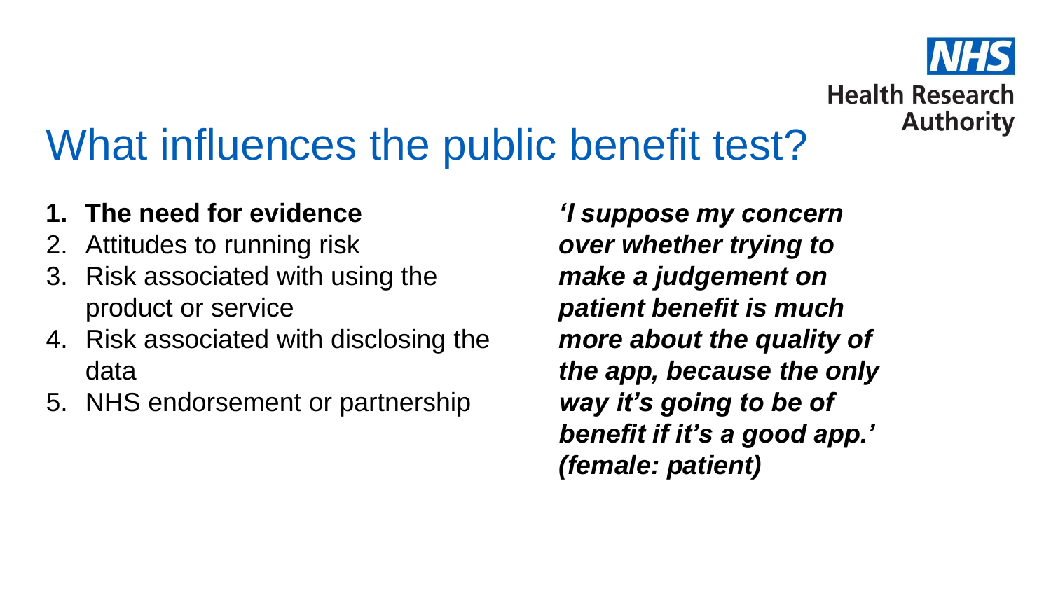# What influences the public benefit test?

1. **The need for evidence**
2. Attitudes to running risk
3. Risk associated with using the product or service
4. Risk associated with disclosing the data
5. NHS endorsement or partnership

***'I suppose my concern over whether trying to make a judgement on patient benefit is much more about the quality of the app, because the only way it's going to be of benefit if it's a good app.' (female: patient)***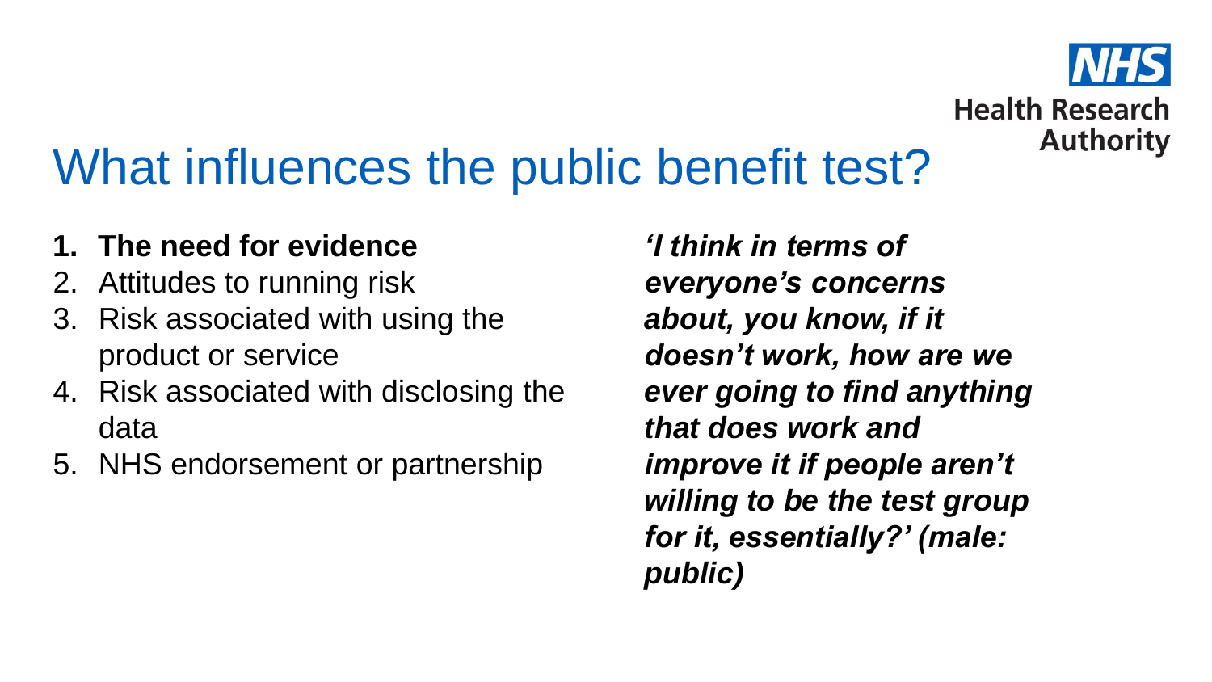# What influences the public benefit test?

1. **The need for evidence**
2. Attitudes to running risk
3. Risk associated with using the product or service
4. Risk associated with disclosing the data
5. NHS endorsement or partnership

***'I think in terms of everyone's concerns about, you know, if it doesn't work, how are we ever going to find anything that does work and improve it if people aren't willing to be the test group for it, essentially?' (male: public)***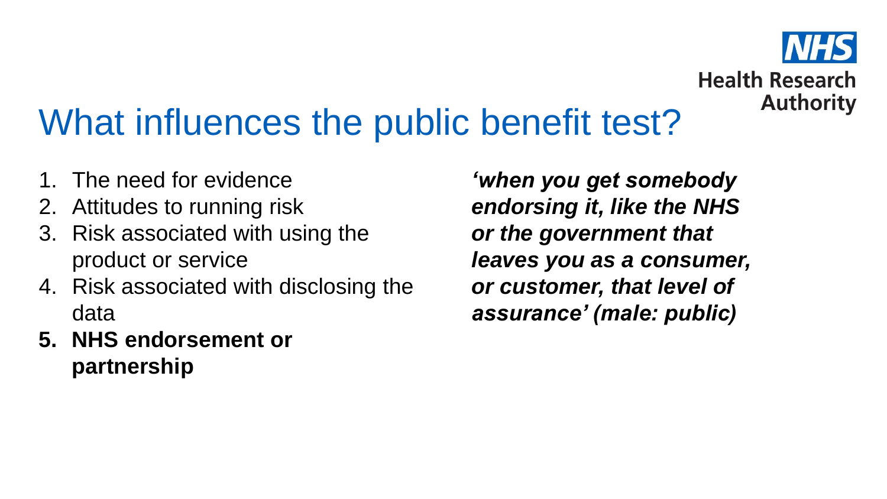# What influences the public benefit test?

1. The need for evidence
2. Attitudes to running risk
3. Risk associated with using the product or service
4. Risk associated with disclosing the data
5. **NHS endorsement or partnership**

***'when you get somebody endorsing it, like the NHS or the government that leaves you as a consumer, or customer, that level of assurance' (male: public)***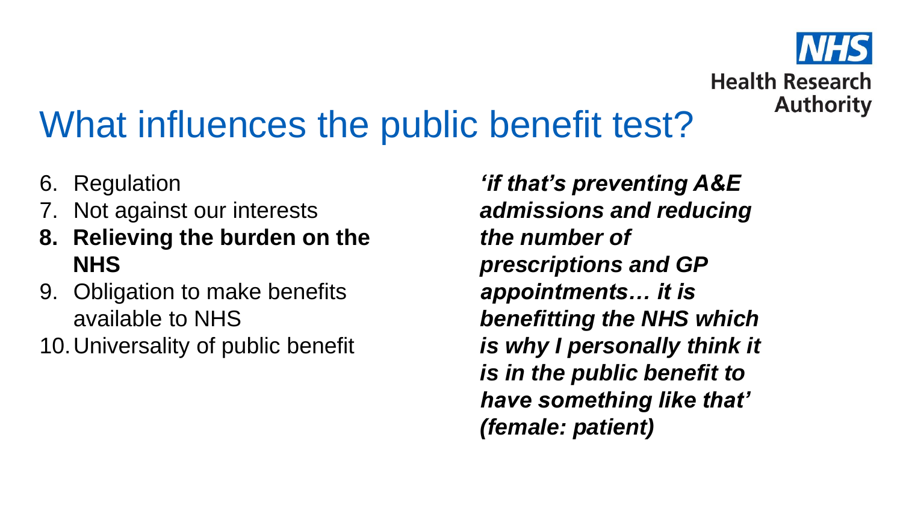# What influences the public benefit test?

6. Regulation
7. Not against our interests
8. **Relieving the burden on the NHS**
9. Obligation to make benefits available to NHS
10. Universality of public benefit

***'if that's preventing A&E admissions and reducing the number of prescriptions and GP appointments… it is benefitting the NHS which is why I personally think it is in the public benefit to have something like that' (female: patient)***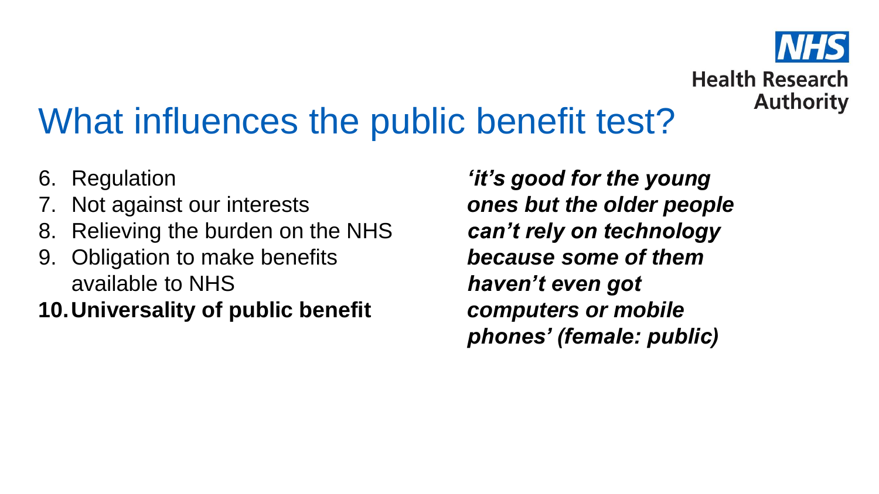# What influences the public benefit test?

6. Regulation
7. Not against our interests
8. Relieving the burden on the NHS
9. Obligation to make benefits available to NHS
10. **Universality of public benefit**

***'it's good for the young ones but the older people can't rely on technology because some of them haven't even got computers or mobile phones' (female: public)***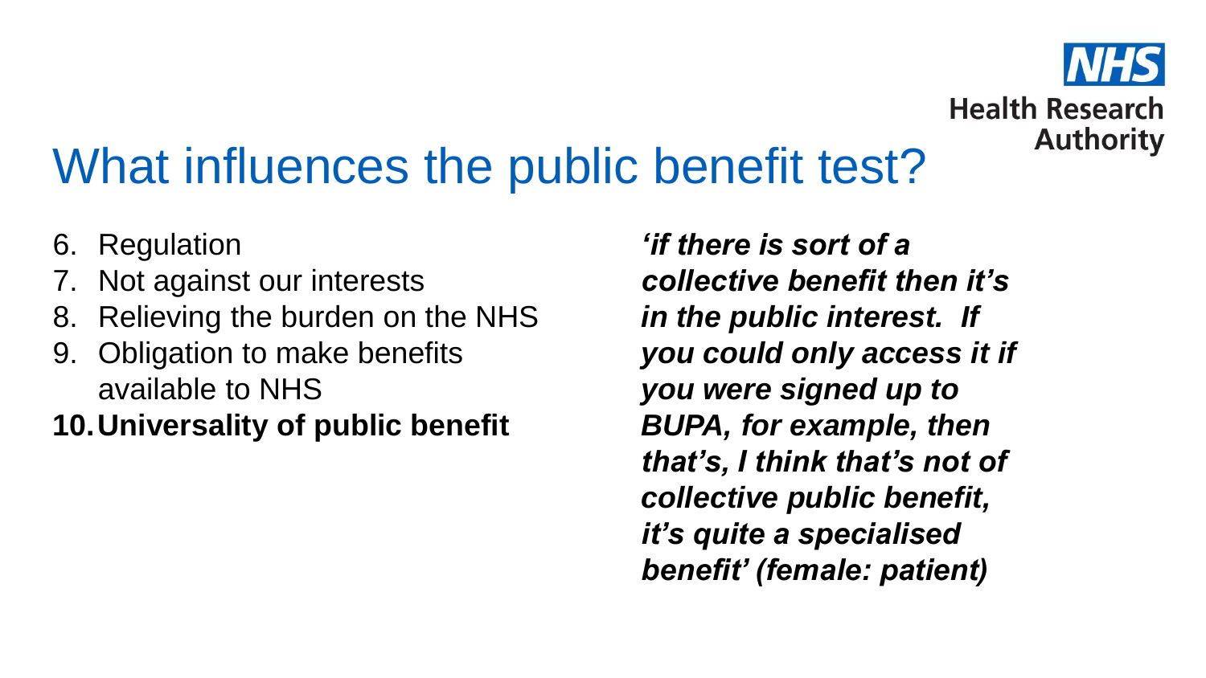# What influences the public benefit test?

6. Regulation
7. Not against our interests
8. Relieving the burden on the NHS
9. Obligation to make benefits available to NHS
10. **Universality of public benefit**

***'if there is sort of a collective benefit then it's in the public interest. If you could only access it if you were signed up to BUPA, for example, then that's, I think that's not of collective public benefit, it's quite a specialised benefit' (female: patient)***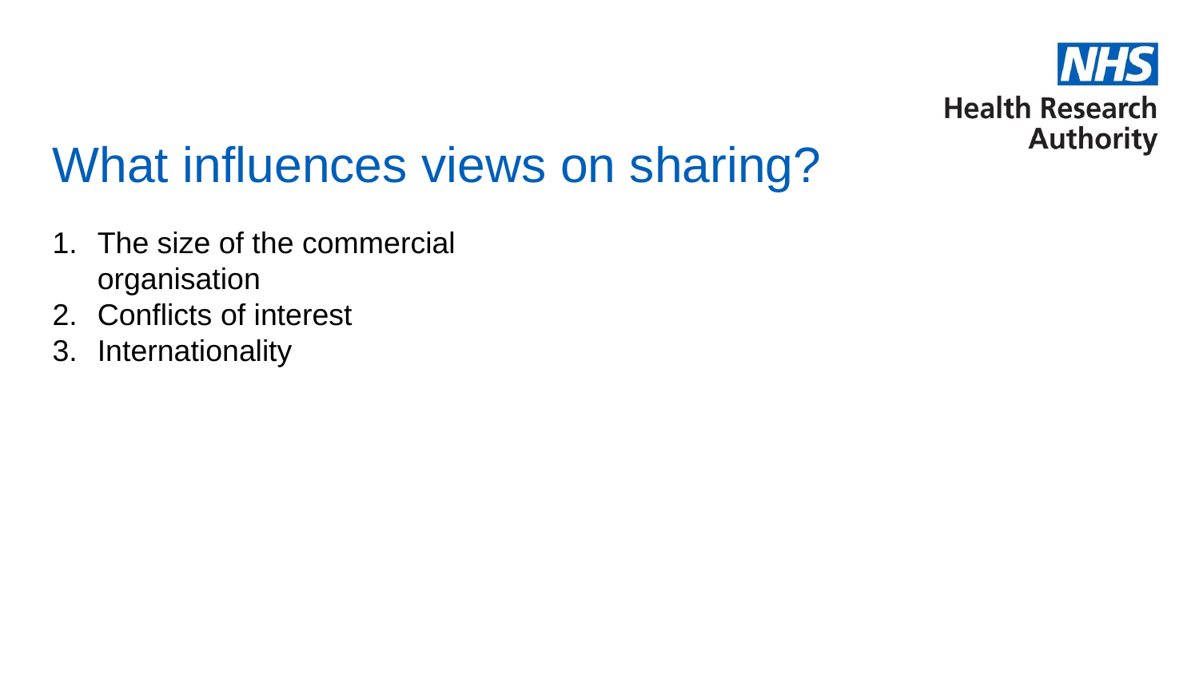# What influences views on sharing?

1. The size of the commercial organisation
2. Conflicts of interest
3. Internationality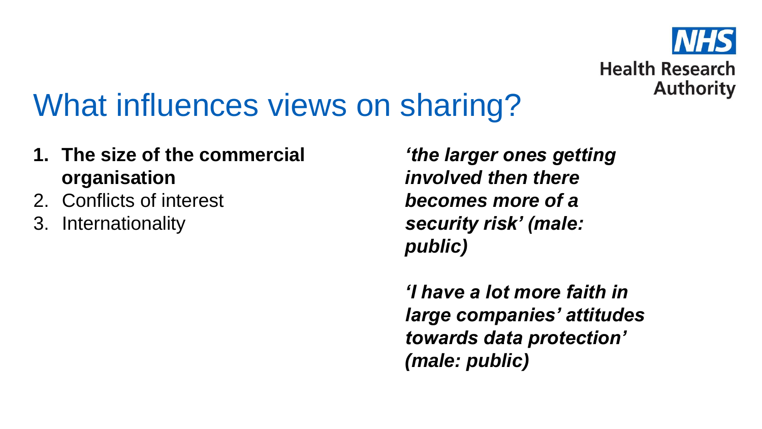# What influences views on sharing?

1. **The size of the commercial organisation**
2. Conflicts of interest
3. Internationality

***'the larger ones getting involved then there becomes more of a security risk' (male: public)***

***'I have a lot more faith in large companies' attitudes towards data protection' (male: public)***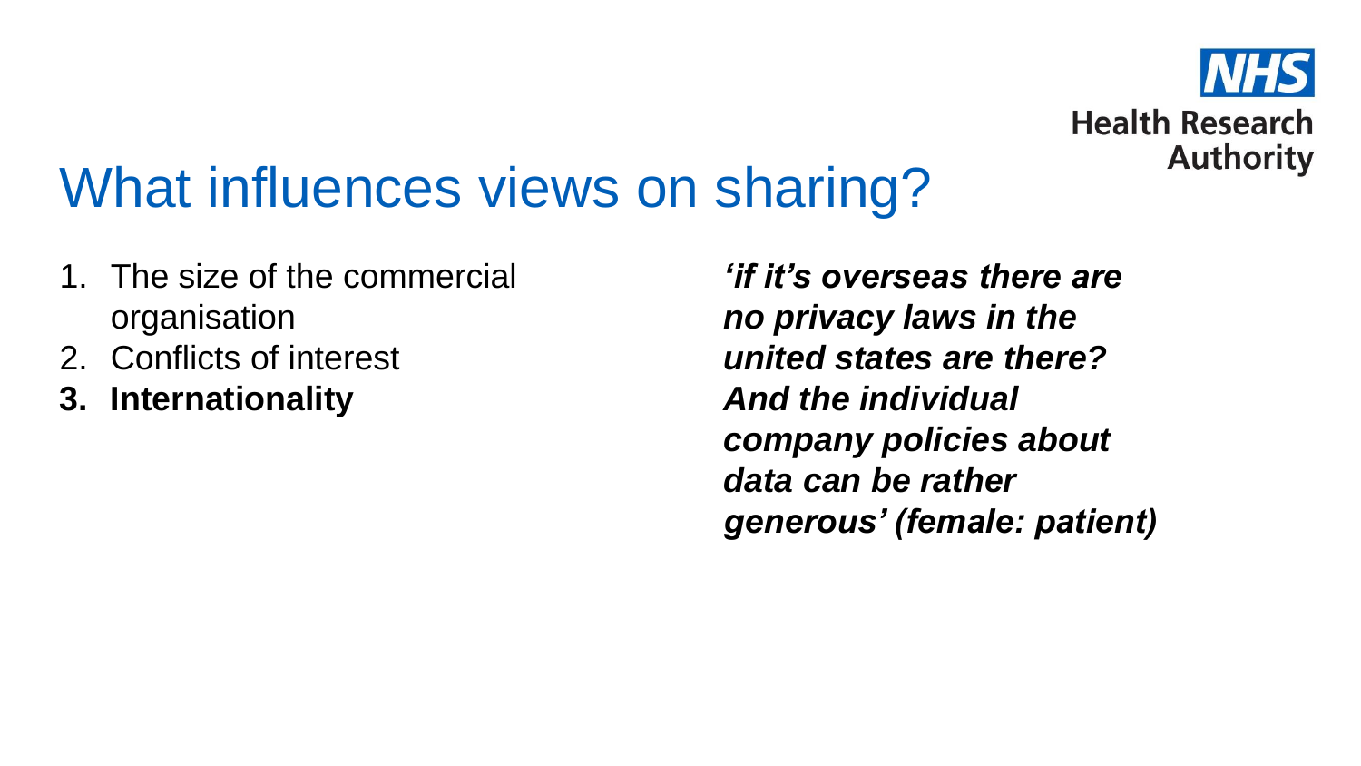# What influences views on sharing?

1. The size of the commercial organisation
2. Conflicts of interest
3. **Internationality**

***'if it's overseas there are no privacy laws in the united states are there? And the individual company policies about data can be rather generous' (female: patient)***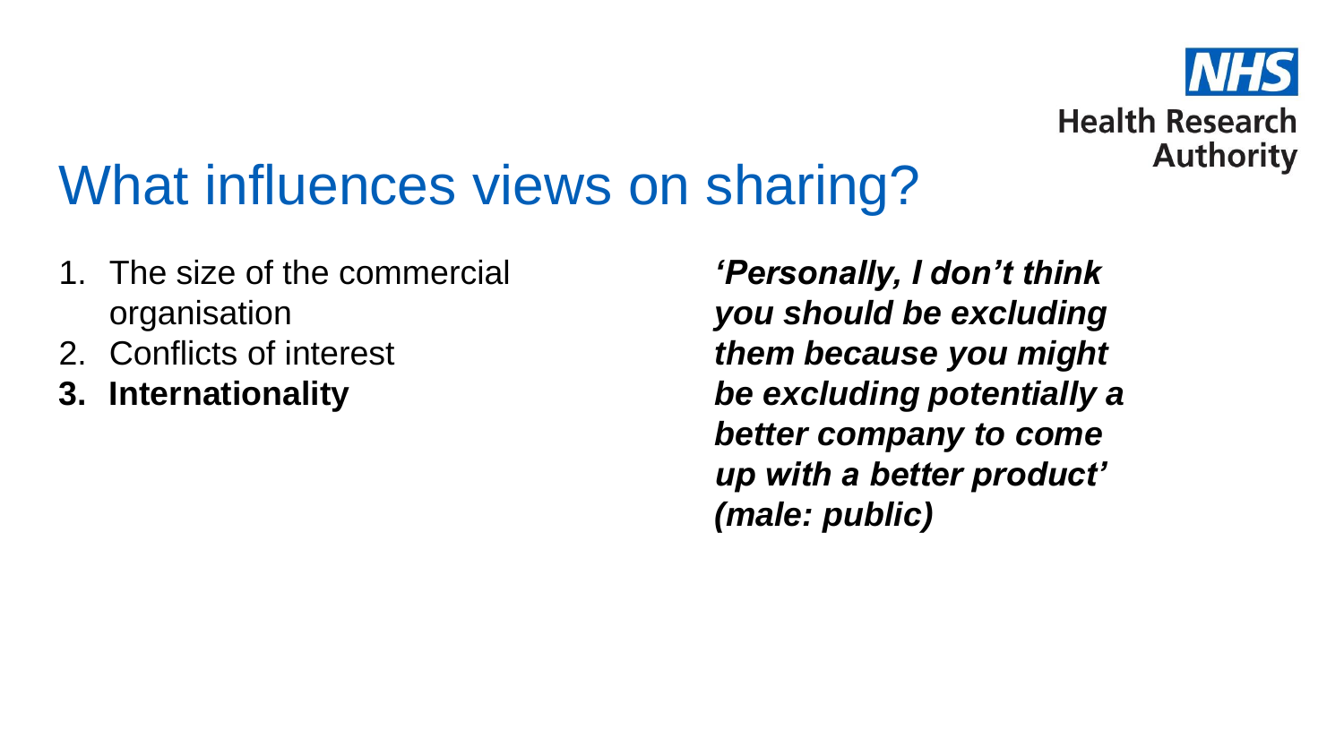# What influences views on sharing?

1. The size of the commercial organisation
2. Conflicts of interest
3. **Internationality**

***'Personally, I don't think you should be excluding them because you might be excluding potentially a better company to come up with a better product' (male: public)***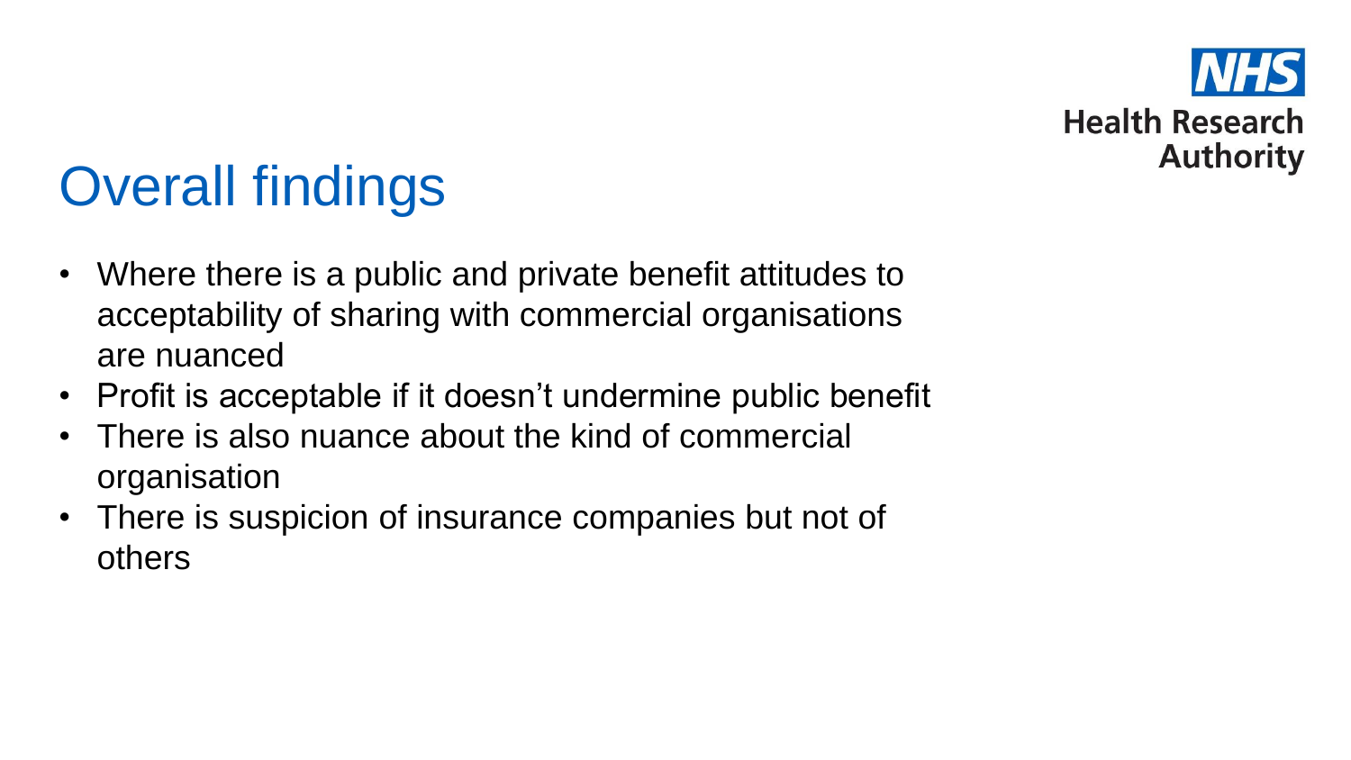# Overall findings

- Where there is a public and private benefit attitudes to acceptability of sharing with commercial organisations are nuanced
- Profit is acceptable if it doesn't undermine public benefit
- There is also nuance about the kind of commercial organisation
- There is suspicion of insurance companies but not of others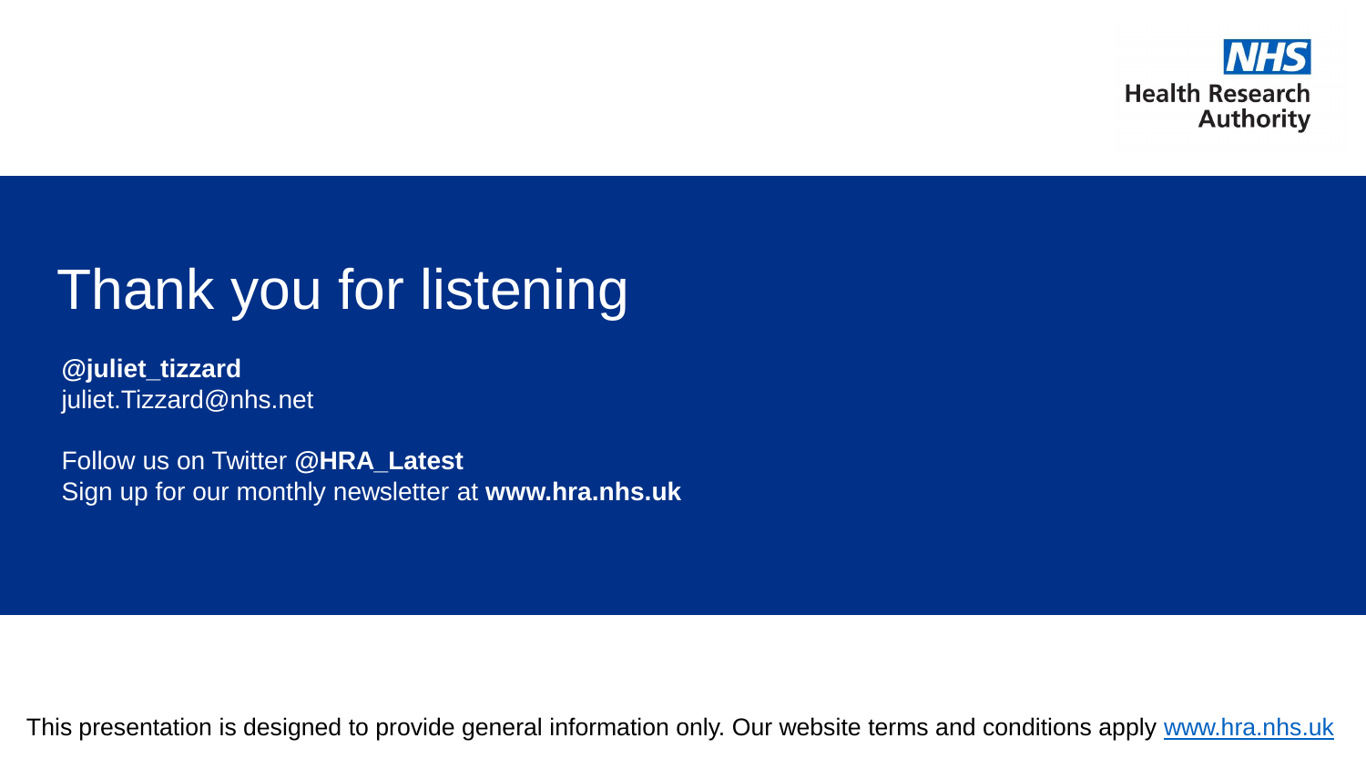NHS Health Research Authority

# Thank you for listening

**@juliet_tizzard**
juliet.Tizzard@nhs.net

Follow us on Twitter **@HRA_Latest**
Sign up for our monthly newsletter at **www.hra.nhs.uk**

This presentation is designed to provide general information only. Our website terms and conditions apply [www.hra.nhs.uk](http://www.hra.nhs.uk)